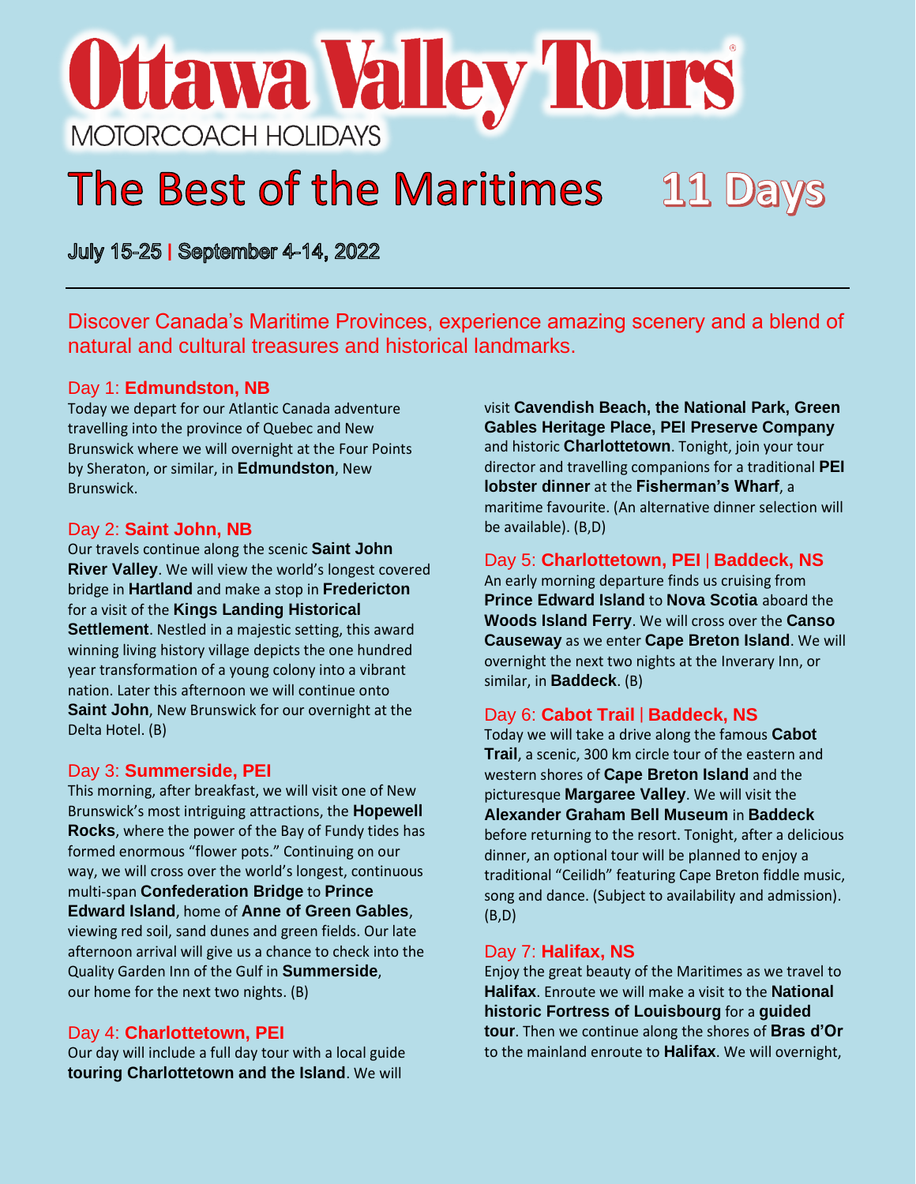# Ottawa Valley Tours

MOTORCOACH HOLIDAYS

# The Best of the Maritimes — 11 Days

**July 15-25 | September 4-14, 2022**

---

Discover Canada's Maritime Provinces, experience amazing scenery and a blend of natural and cultural treasures and historical landmarks.

### Day 1: **Edmundston, NB**

Today we depart for our Atlantic Canada adventure travelling into the province of Quebec and New Brunswick where we will overnight at the Four Points by Sheraton, or similar, in **Edmundston**, New Brunswick.

### Day 2: **Saint John, NB**

Our travels continue along the scenic **Saint John River Valley**. We will view the world's longest covered bridge in **Hartland** and make a stop in **Fredericton** for a visit of the **Kings Landing Historical Settlement**. Nestled in a majestic setting, this award winning living history village depicts the one hundred year transformation of a young colony into a vibrant nation. Later this afternoon we will continue onto **Saint John**, New Brunswick for our overnight at the Delta Hotel. (B)

### Day 3: **Summerside, PEI**

This morning, after breakfast, we will visit one of New Brunswick's most intriguing attractions, the **Hopewell Rocks**, where the power of the Bay of Fundy tides has formed enormous "flower pots." Continuing on our way, we will cross over the world's longest, continuous multi-span **Confederation Bridge** to **Prince Edward Island**, home of **Anne of Green Gables**, viewing red soil, sand dunes and green fields. Our late afternoon arrival will give us a chance to check into the Quality Garden Inn of the Gulf in **Summerside**, our home for the next two nights. (B)

### Day 4: **Charlottetown, PEI**

Our day will include a full day tour with a local guide **touring Charlottetown and the Island**. We will visit **Cavendish Beach, the National Park, Green Gables Heritage Place, PEI Preserve Company** and historic **Charlottetown**. Tonight, join your tour director and travelling companions for a traditional **PEI lobster dinner** at the **Fisherman's Wharf**, a maritime favourite. (An alternative dinner selection will be available). (B,D)

### Day 5: **Charlottetown, PEI** | **Baddeck, NS**

An early morning departure finds us cruising from **Prince Edward Island** to **Nova Scotia** aboard the **Woods Island Ferry**. We will cross over the **Canso Causeway** as we enter **Cape Breton Island**. We will overnight the next two nights at the Inverary Inn, or similar, in **Baddeck**. (B)

### Day 6: **Cabot Trail** | **Baddeck, NS**

Today we will take a drive along the famous **Cabot Trail**, a scenic, 300 km circle tour of the eastern and western shores of **Cape Breton Island** and the picturesque **Margaree Valley**. We will visit the **Alexander Graham Bell Museum** in **Baddeck** before returning to the resort. Tonight, after a delicious dinner, an optional tour will be planned to enjoy a traditional "Ceilidh" featuring Cape Breton fiddle music, song and dance. (Subject to availability and admission). (B,D)

### Day 7: **Halifax, NS**

Enjoy the great beauty of the Maritimes as we travel to **Halifax**. Enroute we will make a visit to the **National historic Fortress of Louisbourg** for a **guided tour**. Then we continue along the shores of **Bras d'Or** to the mainland enroute to **Halifax**. We will overnight,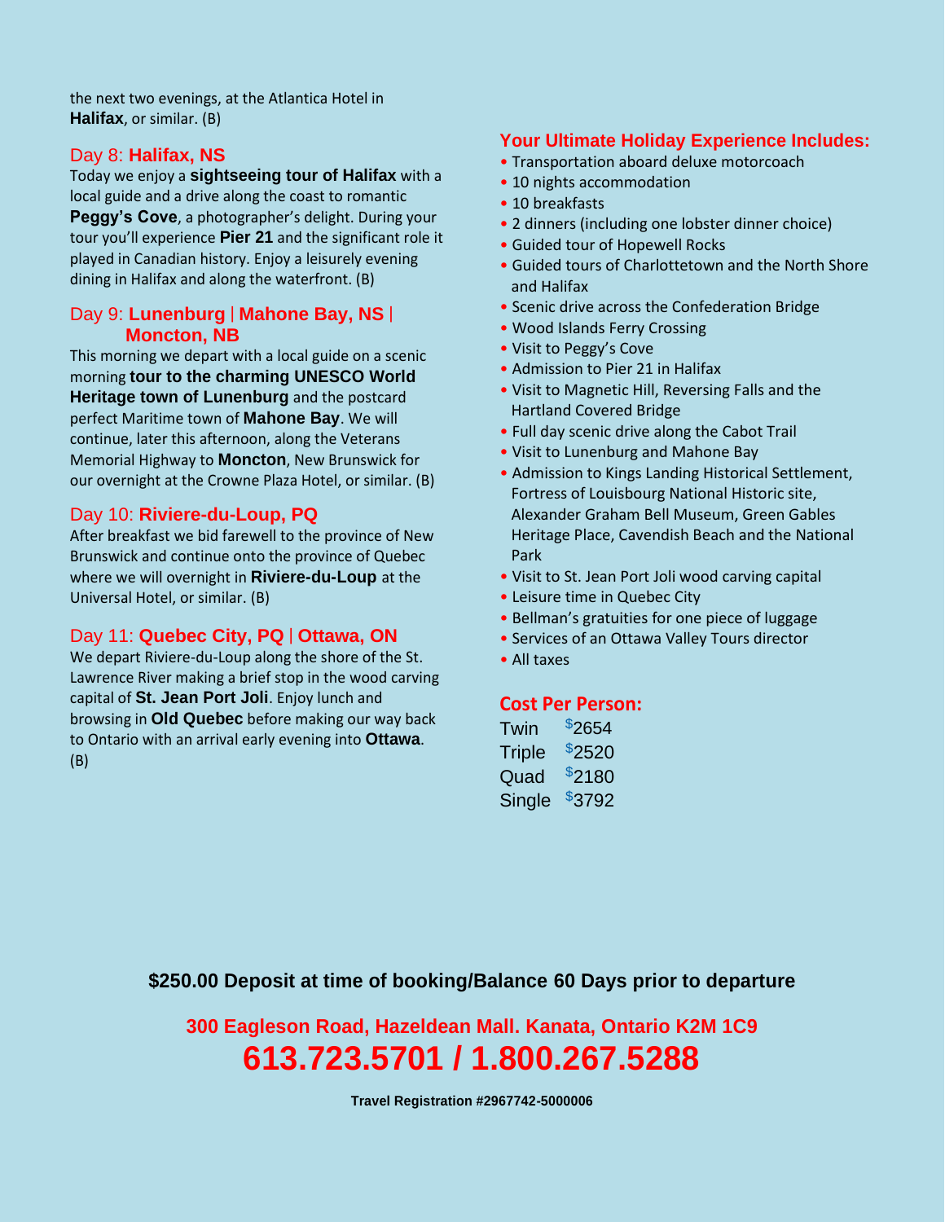the next two evenings, at the Atlantica Hotel in **Halifax**, or similar. (B)

## Day 8: **Halifax, NS**

Today we enjoy a **sightseeing tour of Halifax** with a local guide and a drive along the coast to romantic **Peggy's Cove**, a photographer's delight. During your tour you'll experience **Pier 21** and the significant role it played in Canadian history. Enjoy a leisurely evening dining in Halifax and along the waterfront. (B)

## Day 9: **Lunenburg | Mahone Bay, NS | Moncton, NB**

This morning we depart with a local guide on a scenic morning **tour to the charming UNESCO World Heritage town of Lunenburg** and the postcard perfect Maritime town of **Mahone Bay**. We will continue, later this afternoon, along the Veterans Memorial Highway to **Moncton**, New Brunswick for our overnight at the Crowne Plaza Hotel, or similar. (B)

## Day 10: **Riviere-du-Loup, PQ**

After breakfast we bid farewell to the province of New Brunswick and continue onto the province of Quebec where we will overnight in **Riviere-du-Loup** at the Universal Hotel, or similar. (B)

## Day 11: **Quebec City, PQ | Ottawa, ON**

We depart Riviere-du-Loup along the shore of the St. Lawrence River making a brief stop in the wood carving capital of **St. Jean Port Joli**. Enjoy lunch and browsing in **Old Quebec** before making our way back to Ontario with an arrival early evening into **Ottawa**. (B)

## Your Ultimate Holiday Experience Includes:

- Transportation aboard deluxe motorcoach
- 10 nights accommodation
- 10 breakfasts
- 2 dinners (including one lobster dinner choice)
- Guided tour of Hopewell Rocks
- Guided tours of Charlottetown and the North Shore and Halifax
- Scenic drive across the Confederation Bridge
- Wood Islands Ferry Crossing
- Visit to Peggy's Cove
- Admission to Pier 21 in Halifax
- Visit to Magnetic Hill, Reversing Falls and the Hartland Covered Bridge
- Full day scenic drive along the Cabot Trail
- Visit to Lunenburg and Mahone Bay
- Admission to Kings Landing Historical Settlement, Fortress of Louisbourg National Historic site, Alexander Graham Bell Museum, Green Gables Heritage Place, Cavendish Beach and the National Park
- Visit to St. Jean Port Joli wood carving capital
- Leisure time in Quebec City
- Bellman's gratuities for one piece of luggage
- Services of an Ottawa Valley Tours director
- All taxes

## Cost Per Person:

| | |
|---|---|
| Twin | $2654 |
| Triple | $2520 |
| Quad | $2180 |
| Single | $3792 |

**$250.00 Deposit at time of booking/Balance 60 Days prior to departure**

**300 Eagleson Road, Hazeldean Mall. Kanata, Ontario K2M 1C9**

**613.723.5701 / 1.800.267.5288**

**Travel Registration #2967742-5000006**